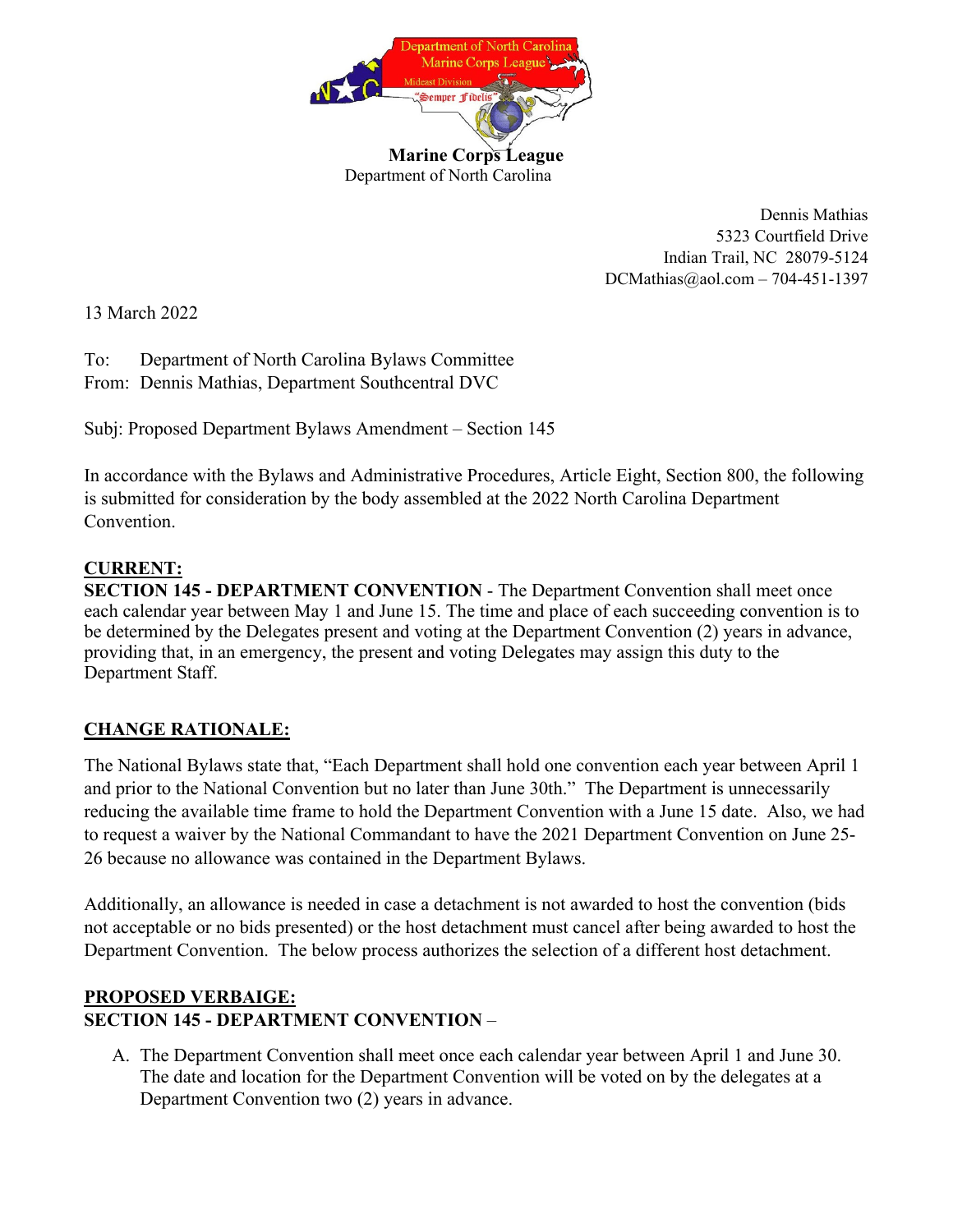**Marine Corps League**
Department of North Carolina

Dennis Mathias
5323 Courtfield Drive
Indian Trail, NC 28079-5124
DCMathias@aol.com – 704-451-1397

13 March 2022

To: Department of North Carolina Bylaws Committee
From: Dennis Mathias, Department Southcentral DVC

Subj: Proposed Department Bylaws Amendment – Section 145

In accordance with the Bylaws and Administrative Procedures, Article Eight, Section 800, the following is submitted for consideration by the body assembled at the 2022 North Carolina Department Convention.

**CURRENT:**

**SECTION 145 - DEPARTMENT CONVENTION** - The Department Convention shall meet once each calendar year between May 1 and June 15. The time and place of each succeeding convention is to be determined by the Delegates present and voting at the Department Convention (2) years in advance, providing that, in an emergency, the present and voting Delegates may assign this duty to the Department Staff.

**CHANGE RATIONALE:**

The National Bylaws state that, "Each Department shall hold one convention each year between April 1 and prior to the National Convention but no later than June 30th." The Department is unnecessarily reducing the available time frame to hold the Department Convention with a June 15 date. Also, we had to request a waiver by the National Commandant to have the 2021 Department Convention on June 25-26 because no allowance was contained in the Department Bylaws.

Additionally, an allowance is needed in case a detachment is not awarded to host the convention (bids not acceptable or no bids presented) or the host detachment must cancel after being awarded to host the Department Convention. The below process authorizes the selection of a different host detachment.

**PROPOSED VERBAIGE:**

**SECTION 145 - DEPARTMENT CONVENTION** –

A. The Department Convention shall meet once each calendar year between April 1 and June 30. The date and location for the Department Convention will be voted on by the delegates at a Department Convention two (2) years in advance.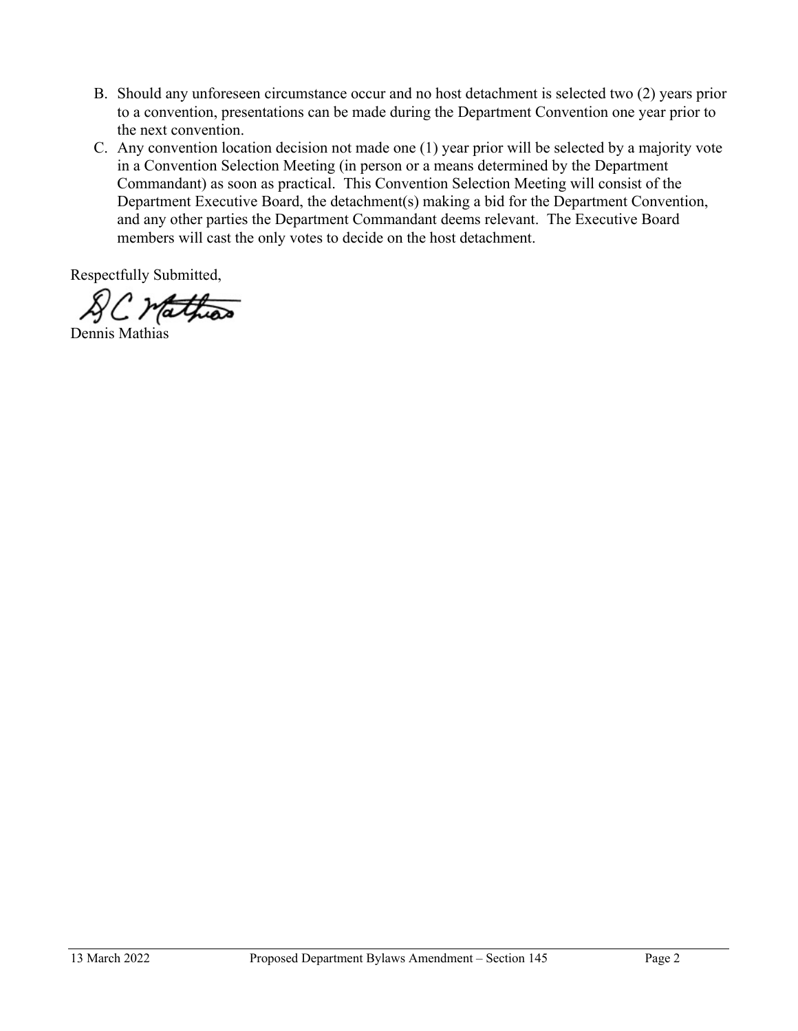B. Should any unforeseen circumstance occur and no host detachment is selected two (2) years prior to a convention, presentations can be made during the Department Convention one year prior to the next convention.

C. Any convention location decision not made one (1) year prior will be selected by a majority vote in a Convention Selection Meeting (in person or a means determined by the Department Commandant) as soon as practical. This Convention Selection Meeting will consist of the Department Executive Board, the detachment(s) making a bid for the Department Convention, and any other parties the Department Commandant deems relevant. The Executive Board members will cast the only votes to decide on the host detachment.

Respectfully Submitted,

D C Mathias

Dennis Mathias